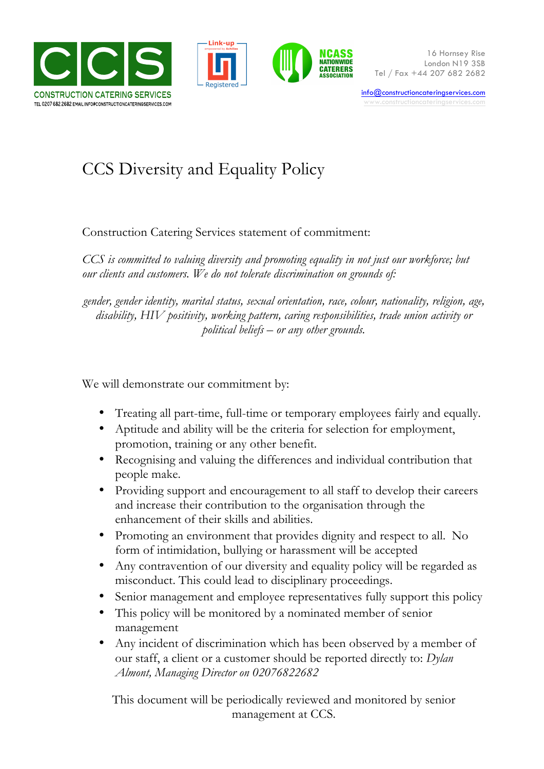CONSTRUCTION CATERING SERVICES
TEL 0207 682 2682 EMAIL INFO@CONSTRUCTIONCATERINGSERVICES.COM

16 Hornsey Rise
London N19 3SB
Tel / Fax +44 207 682 2682

info@constructioncateringservices.com
www.constructioncateringservices.com

# CCS Diversity and Equality Policy

Construction Catering Services statement of commitment:

*CCS is committed to valuing diversity and promoting equality in not just our workforce; but our clients and customers. We do not tolerate discrimination on grounds of:*

*gender, gender identity, marital status, sexual orientation, race, colour, nationality, religion, age, disability, HIV positivity, working pattern, caring responsibilities, trade union activity or political beliefs – or any other grounds.*

We will demonstrate our commitment by:

- Treating all part-time, full-time or temporary employees fairly and equally.
- Aptitude and ability will be the criteria for selection for employment, promotion, training or any other benefit.
- Recognising and valuing the differences and individual contribution that people make.
- Providing support and encouragement to all staff to develop their careers and increase their contribution to the organisation through the enhancement of their skills and abilities.
- Promoting an environment that provides dignity and respect to all. No form of intimidation, bullying or harassment will be accepted
- Any contravention of our diversity and equality policy will be regarded as misconduct. This could lead to disciplinary proceedings.
- Senior management and employee representatives fully support this policy
- This policy will be monitored by a nominated member of senior management
- Any incident of discrimination which has been observed by a member of our staff, a client or a customer should be reported directly to: *Dylan Almont, Managing Director on 02076822682*

This document will be periodically reviewed and monitored by senior management at CCS.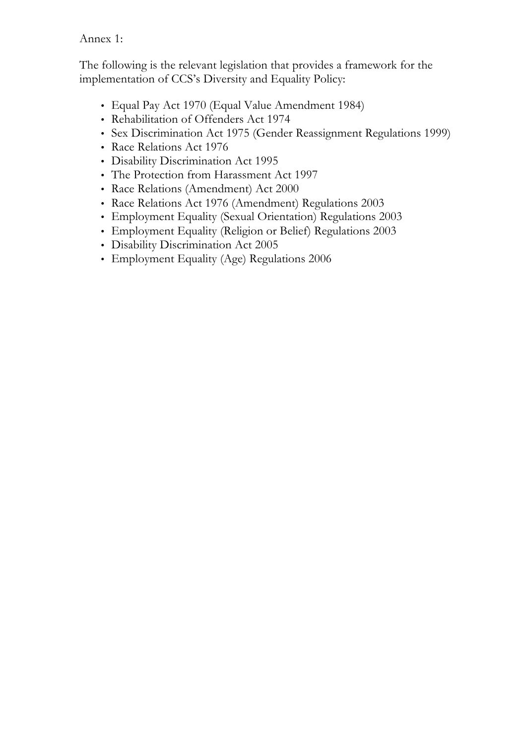Annex 1:

The following is the relevant legislation that provides a framework for the implementation of CCS's Diversity and Equality Policy:

- Equal Pay Act 1970 (Equal Value Amendment 1984)
- Rehabilitation of Offenders Act 1974
- Sex Discrimination Act 1975 (Gender Reassignment Regulations 1999)
- Race Relations Act 1976
- Disability Discrimination Act 1995
- The Protection from Harassment Act 1997
- Race Relations (Amendment) Act 2000
- Race Relations Act 1976 (Amendment) Regulations 2003
- Employment Equality (Sexual Orientation) Regulations 2003
- Employment Equality (Religion or Belief) Regulations 2003
- Disability Discrimination Act 2005
- Employment Equality (Age) Regulations 2006